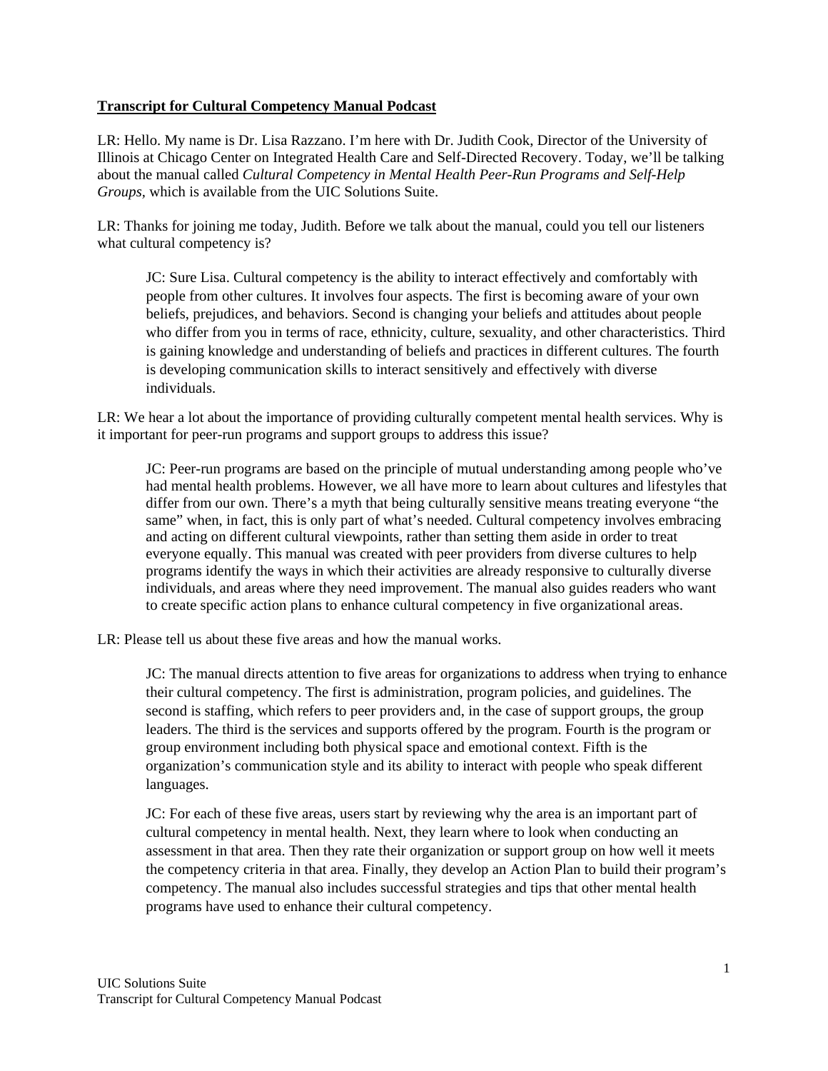**Transcript for Cultural Competency Manual Podcast**

LR: Hello. My name is Dr. Lisa Razzano. I'm here with Dr. Judith Cook, Director of the University of Illinois at Chicago Center on Integrated Health Care and Self-Directed Recovery. Today, we'll be talking about the manual called *Cultural Competency in Mental Health Peer-Run Programs and Self-Help Groups*, which is available from the UIC Solutions Suite.

LR: Thanks for joining me today, Judith. Before we talk about the manual, could you tell our listeners what cultural competency is?

> JC: Sure Lisa. Cultural competency is the ability to interact effectively and comfortably with people from other cultures. It involves four aspects. The first is becoming aware of your own beliefs, prejudices, and behaviors. Second is changing your beliefs and attitudes about people who differ from you in terms of race, ethnicity, culture, sexuality, and other characteristics. Third is gaining knowledge and understanding of beliefs and practices in different cultures. The fourth is developing communication skills to interact sensitively and effectively with diverse individuals.

LR: We hear a lot about the importance of providing culturally competent mental health services. Why is it important for peer-run programs and support groups to address this issue?

> JC: Peer-run programs are based on the principle of mutual understanding among people who've had mental health problems. However, we all have more to learn about cultures and lifestyles that differ from our own. There's a myth that being culturally sensitive means treating everyone "the same" when, in fact, this is only part of what's needed. Cultural competency involves embracing and acting on different cultural viewpoints, rather than setting them aside in order to treat everyone equally. This manual was created with peer providers from diverse cultures to help programs identify the ways in which their activities are already responsive to culturally diverse individuals, and areas where they need improvement. The manual also guides readers who want to create specific action plans to enhance cultural competency in five organizational areas.

LR: Please tell us about these five areas and how the manual works.

> JC: The manual directs attention to five areas for organizations to address when trying to enhance their cultural competency. The first is administration, program policies, and guidelines. The second is staffing, which refers to peer providers and, in the case of support groups, the group leaders. The third is the services and supports offered by the program. Fourth is the program or group environment including both physical space and emotional context. Fifth is the organization's communication style and its ability to interact with people who speak different languages.
>
> JC: For each of these five areas, users start by reviewing why the area is an important part of cultural competency in mental health. Next, they learn where to look when conducting an assessment in that area. Then they rate their organization or support group on how well it meets the competency criteria in that area. Finally, they develop an Action Plan to build their program's competency. The manual also includes successful strategies and tips that other mental health programs have used to enhance their cultural competency.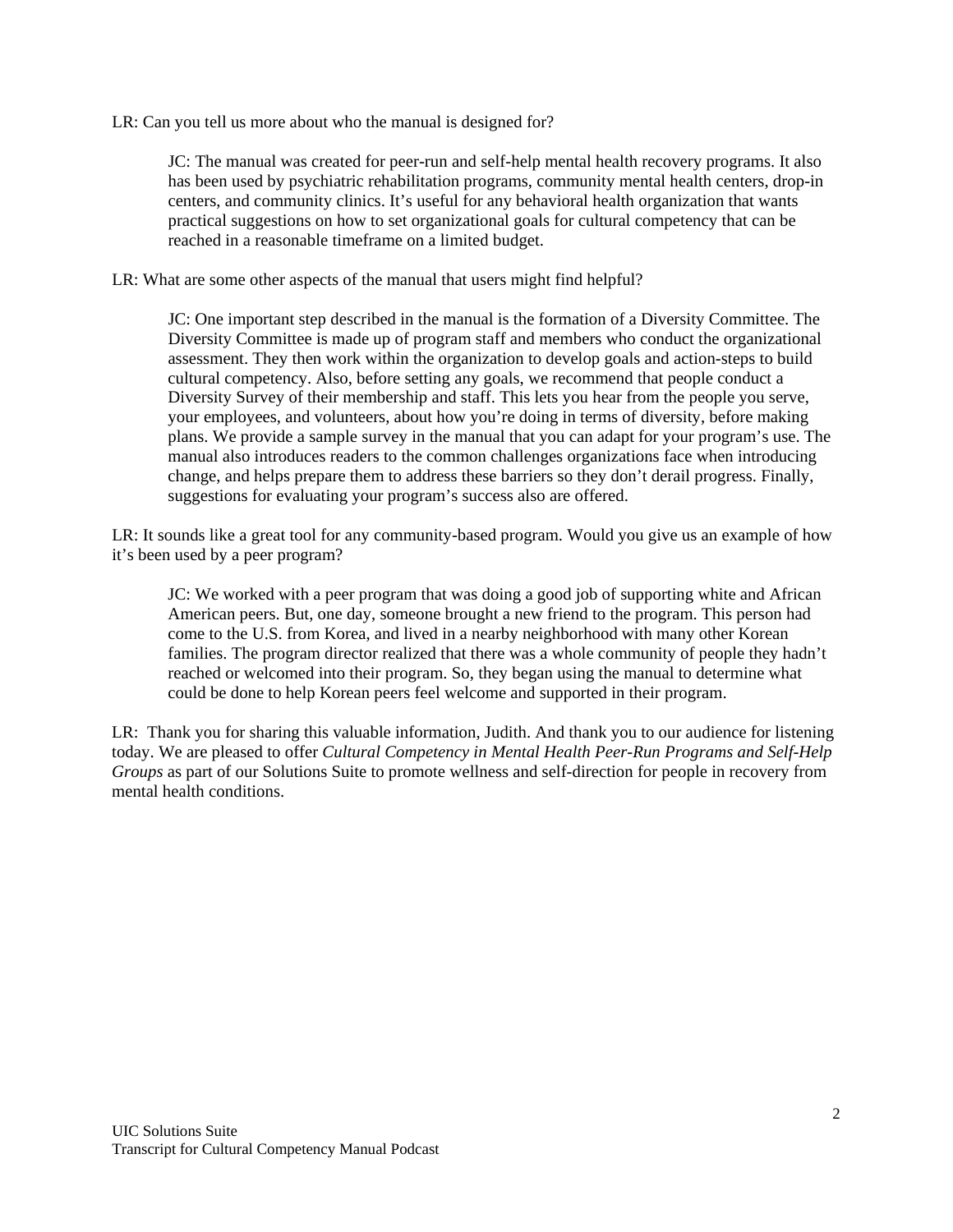LR: Can you tell us more about who the manual is designed for?

JC: The manual was created for peer-run and self-help mental health recovery programs. It also has been used by psychiatric rehabilitation programs, community mental health centers, drop-in centers, and community clinics. It's useful for any behavioral health organization that wants practical suggestions on how to set organizational goals for cultural competency that can be reached in a reasonable timeframe on a limited budget.

LR: What are some other aspects of the manual that users might find helpful?

JC: One important step described in the manual is the formation of a Diversity Committee. The Diversity Committee is made up of program staff and members who conduct the organizational assessment. They then work within the organization to develop goals and action-steps to build cultural competency. Also, before setting any goals, we recommend that people conduct a Diversity Survey of their membership and staff. This lets you hear from the people you serve, your employees, and volunteers, about how you're doing in terms of diversity, before making plans. We provide a sample survey in the manual that you can adapt for your program's use. The manual also introduces readers to the common challenges organizations face when introducing change, and helps prepare them to address these barriers so they don't derail progress. Finally, suggestions for evaluating your program's success also are offered.

LR: It sounds like a great tool for any community-based program. Would you give us an example of how it's been used by a peer program?

JC: We worked with a peer program that was doing a good job of supporting white and African American peers. But, one day, someone brought a new friend to the program. This person had come to the U.S. from Korea, and lived in a nearby neighborhood with many other Korean families. The program director realized that there was a whole community of people they hadn't reached or welcomed into their program. So, they began using the manual to determine what could be done to help Korean peers feel welcome and supported in their program.

LR: Thank you for sharing this valuable information, Judith. And thank you to our audience for listening today. We are pleased to offer *Cultural Competency in Mental Health Peer-Run Programs and Self-Help Groups* as part of our Solutions Suite to promote wellness and self-direction for people in recovery from mental health conditions.